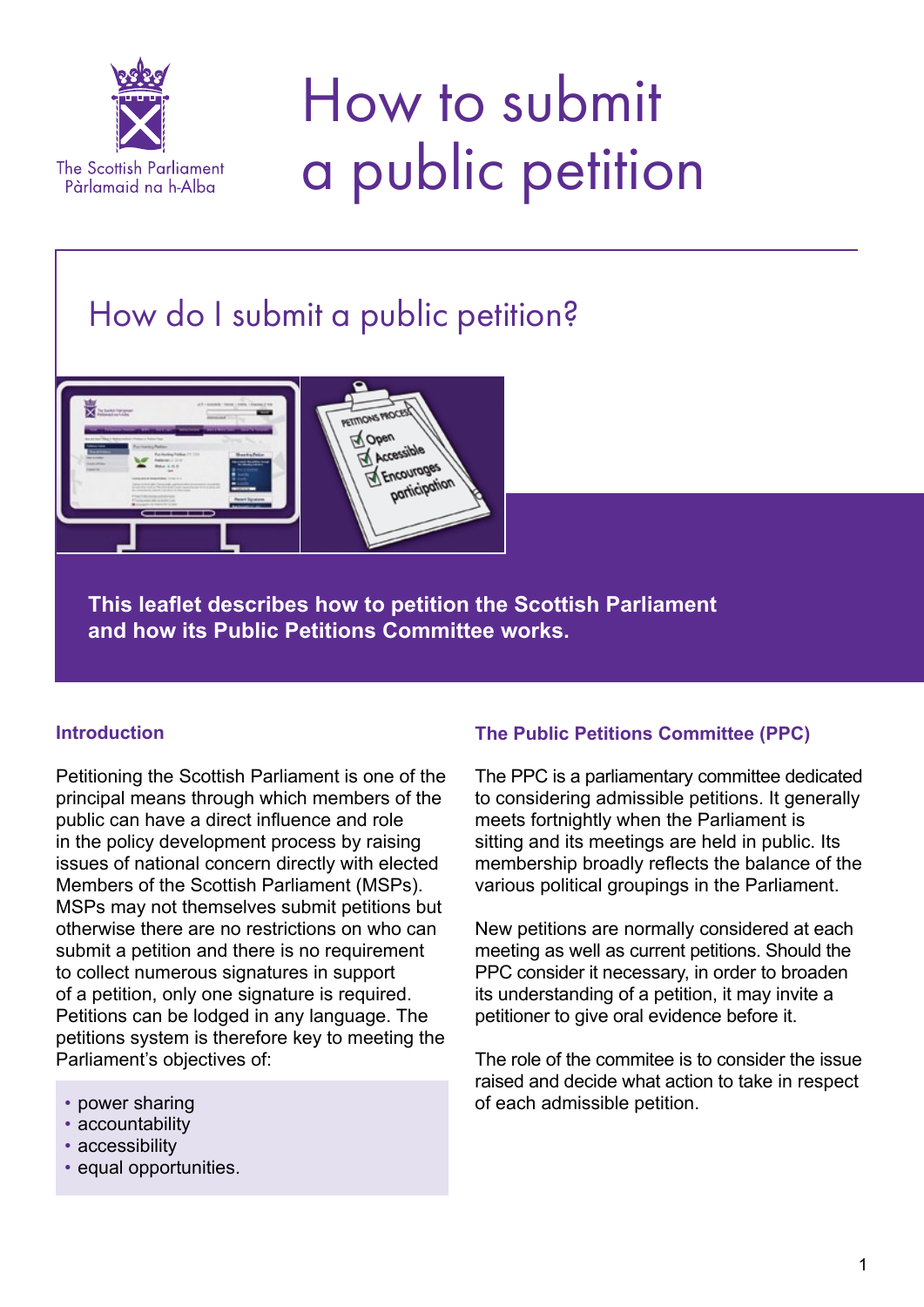The Scottish Parliament
Pàrlamaid na h-Alba

# How to submit a public petition

## How do I submit a public petition?

**This leaflet describes how to petition the Scottish Parliament and how its Public Petitions Committee works.**

### Introduction

Petitioning the Scottish Parliament is one of the principal means through which members of the public can have a direct influence and role in the policy development process by raising issues of national concern directly with elected Members of the Scottish Parliament (MSPs). MSPs may not themselves submit petitions but otherwise there are no restrictions on who can submit a petition and there is no requirement to collect numerous signatures in support of a petition, only one signature is required. Petitions can be lodged in any language. The petitions system is therefore key to meeting the Parliament's objectives of:

- power sharing
- accountability
- accessibility
- equal opportunities.

### The Public Petitions Committee (PPC)

The PPC is a parliamentary committee dedicated to considering admissible petitions. It generally meets fortnightly when the Parliament is sitting and its meetings are held in public. Its membership broadly reflects the balance of the various political groupings in the Parliament.

New petitions are normally considered at each meeting as well as current petitions. Should the PPC consider it necessary, in order to broaden its understanding of a petition, it may invite a petitioner to give oral evidence before it.

The role of the commitee is to consider the issue raised and decide what action to take in respect of each admissible petition.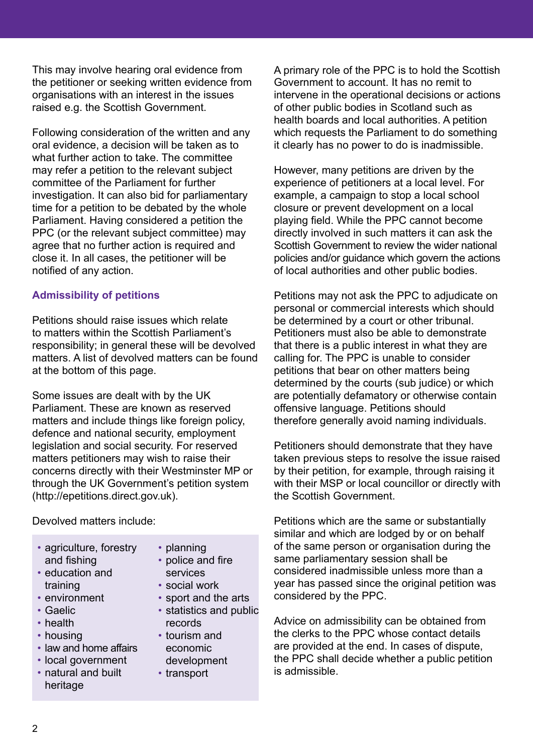This may involve hearing oral evidence from the petitioner or seeking written evidence from organisations with an interest in the issues raised e.g. the Scottish Government.

Following consideration of the written and any oral evidence, a decision will be taken as to what further action to take. The committee may refer a petition to the relevant subject committee of the Parliament for further investigation. It can also bid for parliamentary time for a petition to be debated by the whole Parliament. Having considered a petition the PPC (or the relevant subject committee) may agree that no further action is required and close it. In all cases, the petitioner will be notified of any action.

### Admissibility of petitions

Petitions should raise issues which relate to matters within the Scottish Parliament's responsibility; in general these will be devolved matters. A list of devolved matters can be found at the bottom of this page.

Some issues are dealt with by the UK Parliament. These are known as reserved matters and include things like foreign policy, defence and national security, employment legislation and social security. For reserved matters petitioners may wish to raise their concerns directly with their Westminster MP or through the UK Government's petition system (http://epetitions.direct.gov.uk).

Devolved matters include:

- agriculture, forestry and fishing
- education and training
- environment
- Gaelic
- health
- housing
- law and home affairs
- local government
- natural and built heritage
- planning
- police and fire services
- social work
- sport and the arts
- statistics and public records
- tourism and economic development
- transport

A primary role of the PPC is to hold the Scottish Government to account. It has no remit to intervene in the operational decisions or actions of other public bodies in Scotland such as health boards and local authorities. A petition which requests the Parliament to do something it clearly has no power to do is inadmissible.

However, many petitions are driven by the experience of petitioners at a local level. For example, a campaign to stop a local school closure or prevent development on a local playing field. While the PPC cannot become directly involved in such matters it can ask the Scottish Government to review the wider national policies and/or guidance which govern the actions of local authorities and other public bodies.

Petitions may not ask the PPC to adjudicate on personal or commercial interests which should be determined by a court or other tribunal. Petitioners must also be able to demonstrate that there is a public interest in what they are calling for. The PPC is unable to consider petitions that bear on other matters being determined by the courts (sub judice) or which are potentially defamatory or otherwise contain offensive language. Petitions should therefore generally avoid naming individuals.

Petitioners should demonstrate that they have taken previous steps to resolve the issue raised by their petition, for example, through raising it with their MSP or local councillor or directly with the Scottish Government.

Petitions which are the same or substantially similar and which are lodged by or on behalf of the same person or organisation during the same parliamentary session shall be considered inadmissible unless more than a year has passed since the original petition was considered by the PPC.

Advice on admissibility can be obtained from the clerks to the PPC whose contact details are provided at the end. In cases of dispute, the PPC shall decide whether a public petition is admissible.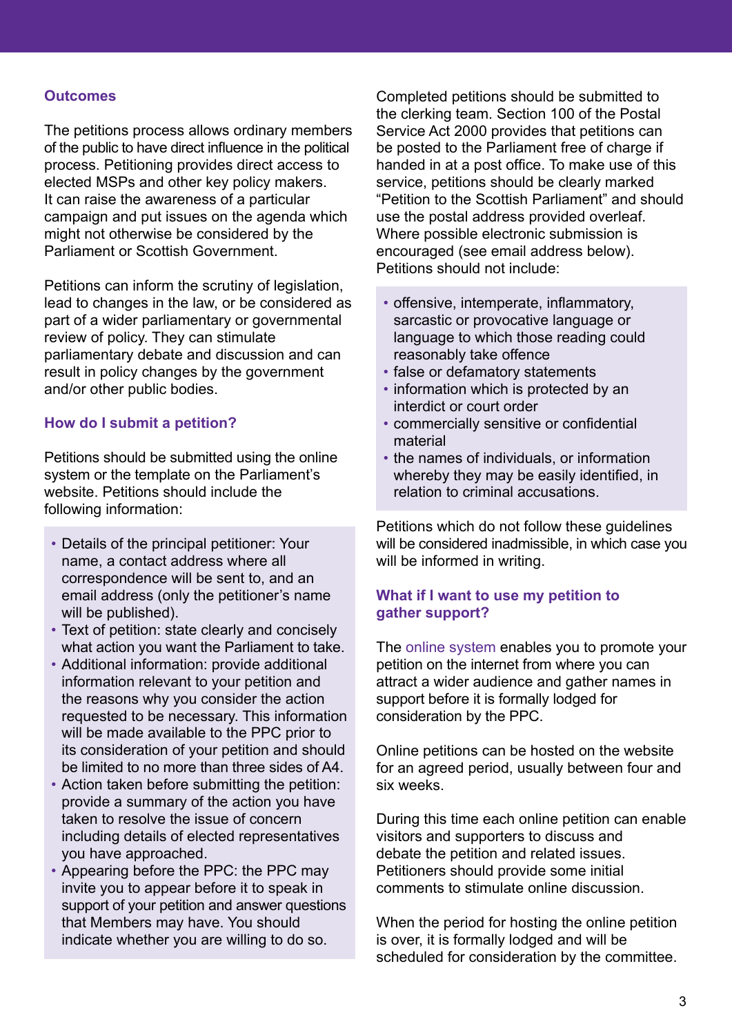## Outcomes

The petitions process allows ordinary members of the public to have direct influence in the political process. Petitioning provides direct access to elected MSPs and other key policy makers. It can raise the awareness of a particular campaign and put issues on the agenda which might not otherwise be considered by the Parliament or Scottish Government.

Petitions can inform the scrutiny of legislation, lead to changes in the law, or be considered as part of a wider parliamentary or governmental review of policy. They can stimulate parliamentary debate and discussion and can result in policy changes by the government and/or other public bodies.

## How do I submit a petition?

Petitions should be submitted using the online system or the template on the Parliament's website. Petitions should include the following information:

- Details of the principal petitioner: Your name, a contact address where all correspondence will be sent to, and an email address (only the petitioner's name will be published).
- Text of petition: state clearly and concisely what action you want the Parliament to take.
- Additional information: provide additional information relevant to your petition and the reasons why you consider the action requested to be necessary. This information will be made available to the PPC prior to its consideration of your petition and should be limited to no more than three sides of A4.
- Action taken before submitting the petition: provide a summary of the action you have taken to resolve the issue of concern including details of elected representatives you have approached.
- Appearing before the PPC: the PPC may invite you to appear before it to speak in support of your petition and answer questions that Members may have. You should indicate whether you are willing to do so.

Completed petitions should be submitted to the clerking team. Section 100 of the Postal Service Act 2000 provides that petitions can be posted to the Parliament free of charge if handed in at a post office. To make use of this service, petitions should be clearly marked "Petition to the Scottish Parliament" and should use the postal address provided overleaf. Where possible electronic submission is encouraged (see email address below). Petitions should not include:

- offensive, intemperate, inflammatory, sarcastic or provocative language or language to which those reading could reasonably take offence
- false or defamatory statements
- information which is protected by an interdict or court order
- commercially sensitive or confidential material
- the names of individuals, or information whereby they may be easily identified, in relation to criminal accusations.

Petitions which do not follow these guidelines will be considered inadmissible, in which case you will be informed in writing.

## What if I want to use my petition to gather support?

The online system enables you to promote your petition on the internet from where you can attract a wider audience and gather names in support before it is formally lodged for consideration by the PPC.

Online petitions can be hosted on the website for an agreed period, usually between four and six weeks.

During this time each online petition can enable visitors and supporters to discuss and debate the petition and related issues. Petitioners should provide some initial comments to stimulate online discussion.

When the period for hosting the online petition is over, it is formally lodged and will be scheduled for consideration by the committee.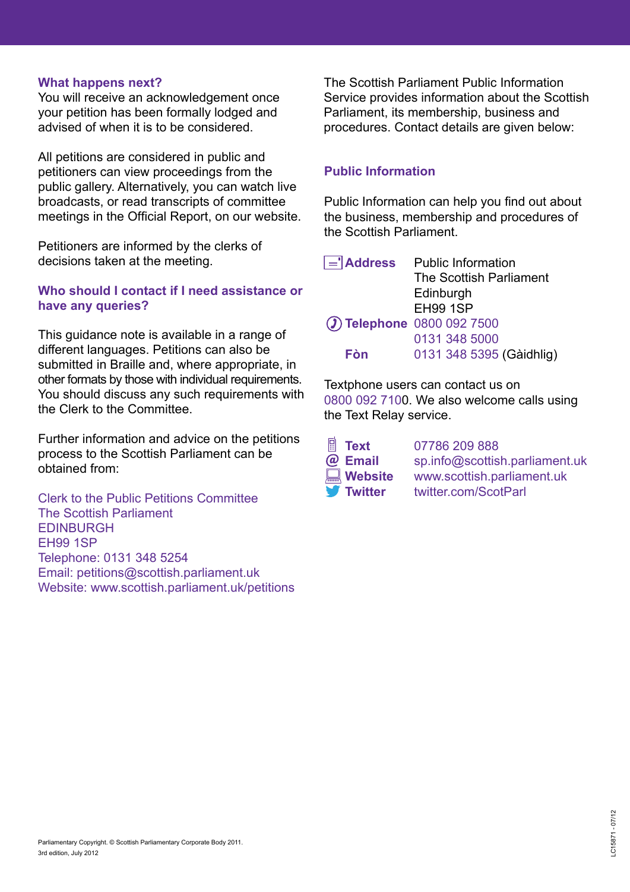## What happens next?

You will receive an acknowledgement once your petition has been formally lodged and advised of when it is to be considered.

All petitions are considered in public and petitioners can view proceedings from the public gallery. Alternatively, you can watch live broadcasts, or read transcripts of committee meetings in the Official Report, on our website.

Petitioners are informed by the clerks of decisions taken at the meeting.

## Who should I contact if I need assistance or have any queries?

This guidance note is available in a range of different languages. Petitions can also be submitted in Braille and, where appropriate, in other formats by those with individual requirements. You should discuss any such requirements with the Clerk to the Committee.

Further information and advice on the petitions process to the Scottish Parliament can be obtained from:

Clerk to the Public Petitions Committee  
The Scottish Parliament  
EDINBURGH  
EH99 1SP  
Telephone: 0131 348 5254  
Email: petitions@scottish.parliament.uk  
Website: www.scottish.parliament.uk/petitions

The Scottish Parliament Public Information Service provides information about the Scottish Parliament, its membership, business and procedures. Contact details are given below:

## Public Information

Public Information can help you find out about the business, membership and procedures of the Scottish Parliament.

**Address** Public Information  
The Scottish Parliament  
Edinburgh  
EH99 1SP

**Telephone** 0800 092 7500  
0131 348 5000

**Fòn** 0131 348 5395 (Gàidhlig)

Textphone users can contact us on 0800 092 7100. We also welcome calls using the Text Relay service.

**Text** 07786 209 888  
**Email** sp.info@scottish.parliament.uk  
**Website** www.scottish.parliament.uk  
**Twitter** twitter.com/ScotParl

Parliamentary Copyright. © Scottish Parliamentary Corporate Body 2011.  
3rd edition, July 2012

LC15871 - 07/12